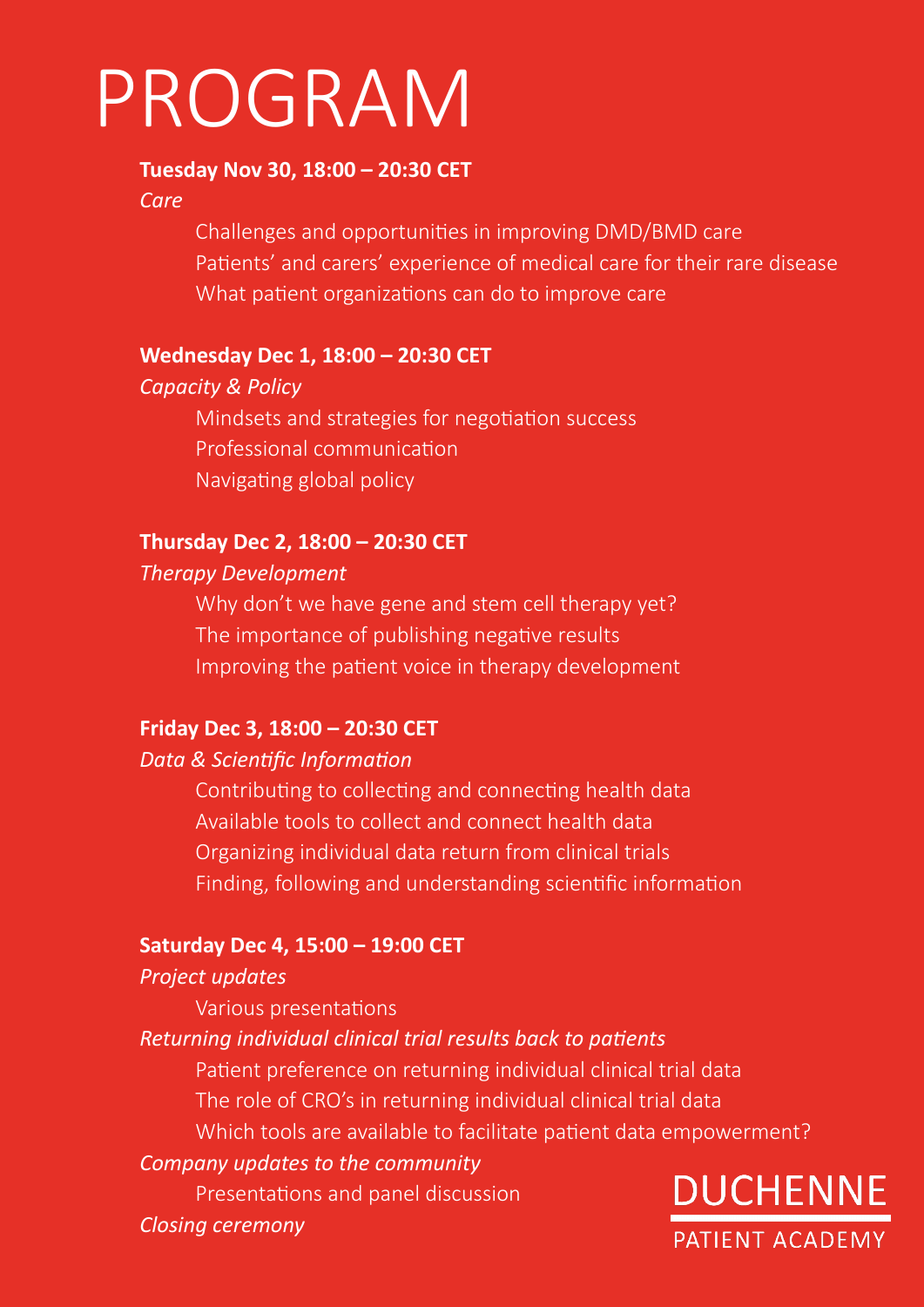# PROGRAM

**Tuesday Nov 30, 18:00 – 20:30 CET**

*Care*

- Challenges and opportunities in improving DMD/BMD care
- Patients' and carers' experience of medical care for their rare disease
- What patient organizations can do to improve care

**Wednesday Dec 1, 18:00 – 20:30 CET**

*Capacity & Policy*

- Mindsets and strategies for negotiation success
- Professional communication
- Navigating global policy

**Thursday Dec 2, 18:00 – 20:30 CET**

*Therapy Development*

- Why don't we have gene and stem cell therapy yet?
- The importance of publishing negative results
- Improving the patient voice in therapy development

**Friday Dec 3, 18:00 – 20:30 CET**

*Data & Scientific Information*

- Contributing to collecting and connecting health data
- Available tools to collect and connect health data
- Organizing individual data return from clinical trials
- Finding, following and understanding scientific information

**Saturday Dec 4, 15:00 – 19:00 CET**

*Project updates*

- Various presentations

*Returning individual clinical trial results back to patients*

- Patient preference on returning individual clinical trial data
- The role of CRO's in returning individual clinical trial data
- Which tools are available to facilitate patient data empowerment?

*Company updates to the community*

- Presentations and panel discussion

*Closing ceremony*

DUCHENNE PATIENT ACADEMY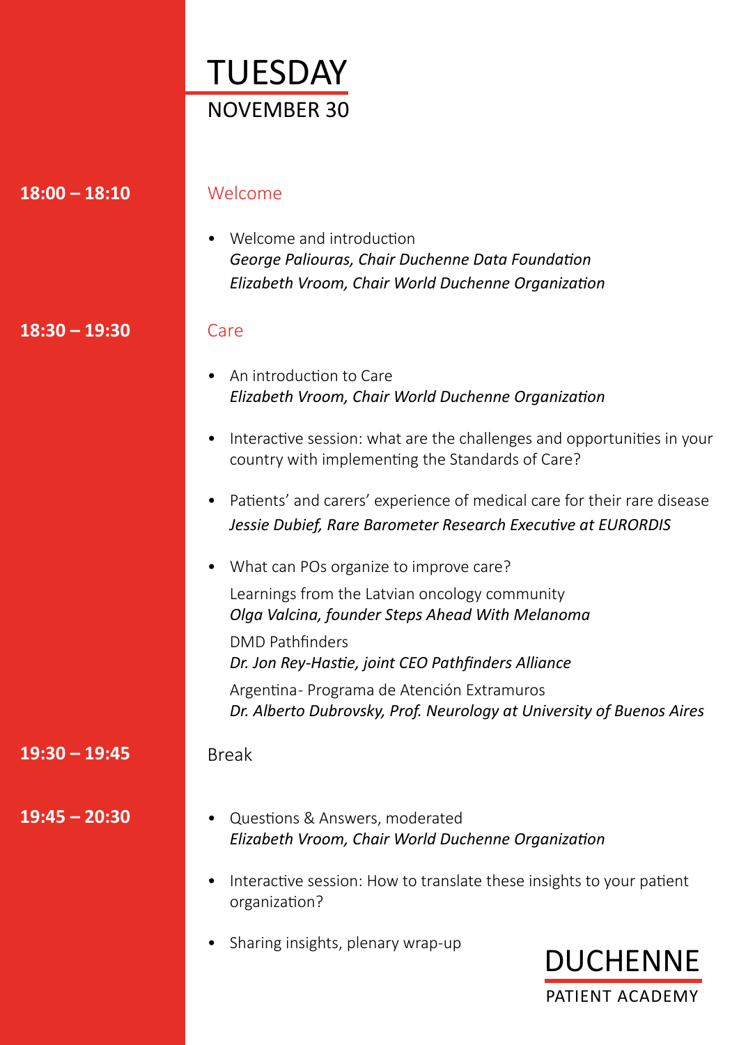# TUESDAY

## NOVEMBER 30

**18:00 – 18:10**

### Welcome

- Welcome and introduction
  *George Paliouras, Chair Duchenne Data Foundation*
  *Elizabeth Vroom, Chair World Duchenne Organization*

**18:30 – 19:30**

### Care

- An introduction to Care
  *Elizabeth Vroom, Chair World Duchenne Organization*

- Interactive session: what are the challenges and opportunities in your country with implementing the Standards of Care?

- Patients' and carers' experience of medical care for their rare disease
  *Jessie Dubief, Rare Barometer Research Executive at EURORDIS*

- What can POs organize to improve care?

  Learnings from the Latvian oncology community
  *Olga Valcina, founder Steps Ahead With Melanoma*

  DMD Pathfinders
  *Dr. Jon Rey-Hastie, joint CEO Pathfinders Alliance*

  Argentina- Programa de Atención Extramuros
  *Dr. Alberto Dubrovsky, Prof. Neurology at University of Buenos Aires*

**19:30 – 19:45**

Break

**19:45 – 20:30**

- Questions & Answers, moderated
  *Elizabeth Vroom, Chair World Duchenne Organization*

- Interactive session: How to translate these insights to your patient organization?

- Sharing insights, plenary wrap-up

DUCHENNE PATIENT ACADEMY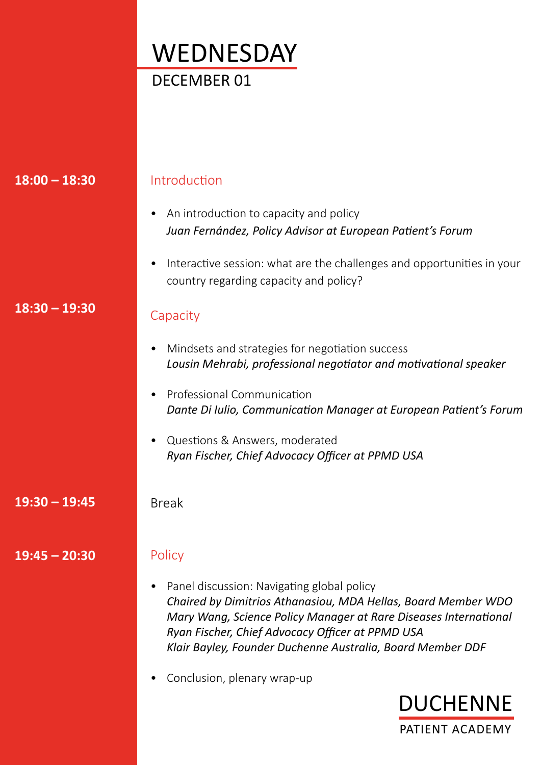# WEDNESDAY

DECEMBER 01

**18:00 – 18:30**

## Introduction

- An introduction to capacity and policy
  *Juan Fernández, Policy Advisor at European Patient's Forum*
- Interactive session: what are the challenges and opportunities in your country regarding capacity and policy?

**18:30 – 19:30**

## Capacity

- Mindsets and strategies for negotiation success
  *Lousin Mehrabi, professional negotiator and motivational speaker*
- Professional Communication
  *Dante Di Iulio, Communication Manager at European Patient's Forum*
- Questions & Answers, moderated
  *Ryan Fischer, Chief Advocacy Officer at PPMD USA*

**19:30 – 19:45**

Break

**19:45 – 20:30**

## Policy

- Panel discussion: Navigating global policy
  *Chaired by Dimitrios Athanasiou, MDA Hellas, Board Member WDO*
  *Mary Wang, Science Policy Manager at Rare Diseases International*
  *Ryan Fischer, Chief Advocacy Officer at PPMD USA*
  *Klair Bayley, Founder Duchenne Australia, Board Member DDF*
- Conclusion, plenary wrap-up

DUCHENNE

PATIENT ACADEMY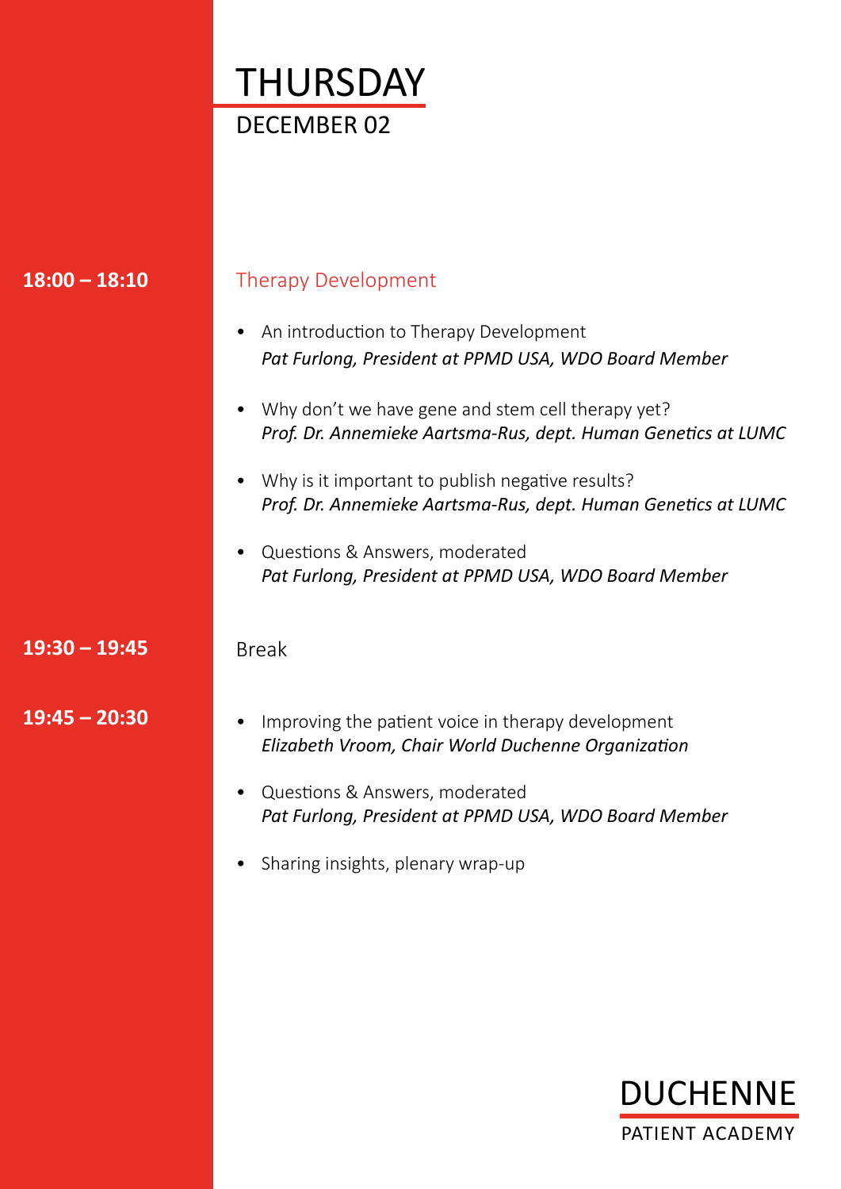# THURSDAY

## DECEMBER 02

**18:00 – 18:10**

### Therapy Development

- An introduction to Therapy Development
  *Pat Furlong, President at PPMD USA, WDO Board Member*
- Why don't we have gene and stem cell therapy yet?
  *Prof. Dr. Annemieke Aartsma-Rus, dept. Human Genetics at LUMC*
- Why is it important to publish negative results?
  *Prof. Dr. Annemieke Aartsma-Rus, dept. Human Genetics at LUMC*
- Questions & Answers, moderated
  *Pat Furlong, President at PPMD USA, WDO Board Member*

**19:30 – 19:45**

Break

**19:45 – 20:30**

- Improving the patient voice in therapy development
  *Elizabeth Vroom, Chair World Duchenne Organization*
- Questions & Answers, moderated
  *Pat Furlong, President at PPMD USA, WDO Board Member*
- Sharing insights, plenary wrap-up

DUCHENNE PATIENT ACADEMY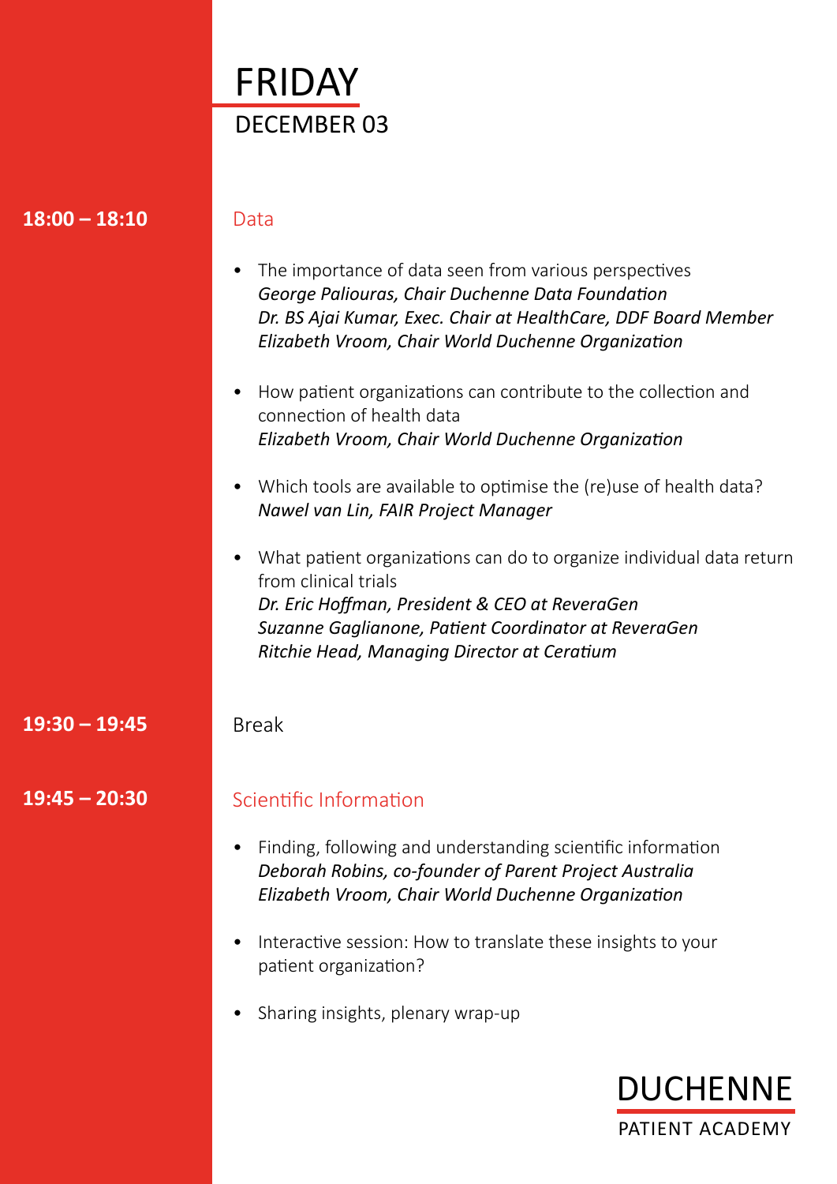# FRIDAY

## DECEMBER 03

**18:00 – 18:10**

### Data

- The importance of data seen from various perspectives
  *George Paliouras, Chair Duchenne Data Foundation*
  *Dr. BS Ajai Kumar, Exec. Chair at HealthCare, DDF Board Member*
  *Elizabeth Vroom, Chair World Duchenne Organization*

- How patient organizations can contribute to the collection and connection of health data
  *Elizabeth Vroom, Chair World Duchenne Organization*

- Which tools are available to optimise the (re)use of health data?
  *Nawel van Lin, FAIR Project Manager*

- What patient organizations can do to organize individual data return from clinical trials
  *Dr. Eric Hoffman, President & CEO at ReveraGen*
  *Suzanne Gaglianone, Patient Coordinator at ReveraGen*
  *Ritchie Head, Managing Director at Ceratium*

**19:30 – 19:45**

Break

**19:45 – 20:30**

### Scientific Information

- Finding, following and understanding scientific information
  *Deborah Robins, co-founder of Parent Project Australia*
  *Elizabeth Vroom, Chair World Duchenne Organization*

- Interactive session: How to translate these insights to your patient organization?

- Sharing insights, plenary wrap-up

DUCHENNE
PATIENT ACADEMY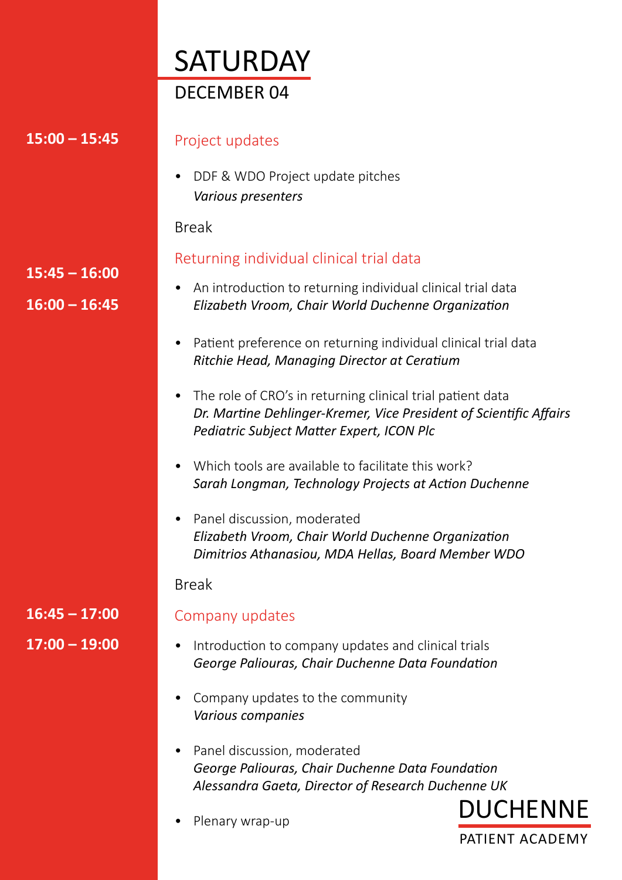# SATURDAY

## DECEMBER 04

**15:00 – 15:45**

### Project updates

- DDF & WDO Project update pitches
  *Various presenters*

**15:45 – 16:00**

Break

**16:00 – 16:45**

### Returning individual clinical trial data

- An introduction to returning individual clinical trial data
  *Elizabeth Vroom, Chair World Duchenne Organization*
- Patient preference on returning individual clinical trial data
  *Ritchie Head, Managing Director at Ceratium*
- The role of CRO's in returning clinical trial patient data
  *Dr. Martine Dehlinger-Kremer, Vice President of Scientific Affairs Pediatric Subject Matter Expert, ICON Plc*
- Which tools are available to facilitate this work?
  *Sarah Longman, Technology Projects at Action Duchenne*
- Panel discussion, moderated
  *Elizabeth Vroom, Chair World Duchenne Organization*
  *Dimitrios Athanasiou, MDA Hellas, Board Member WDO*

**16:45 – 17:00**

Break

**17:00 – 19:00**

### Company updates

- Introduction to company updates and clinical trials
  *George Paliouras, Chair Duchenne Data Foundation*
- Company updates to the community
  *Various companies*
- Panel discussion, moderated
  *George Paliouras, Chair Duchenne Data Foundation*
  *Alessandra Gaeta, Director of Research Duchenne UK*
- Plenary wrap-up

DUCHENNE
PATIENT ACADEMY